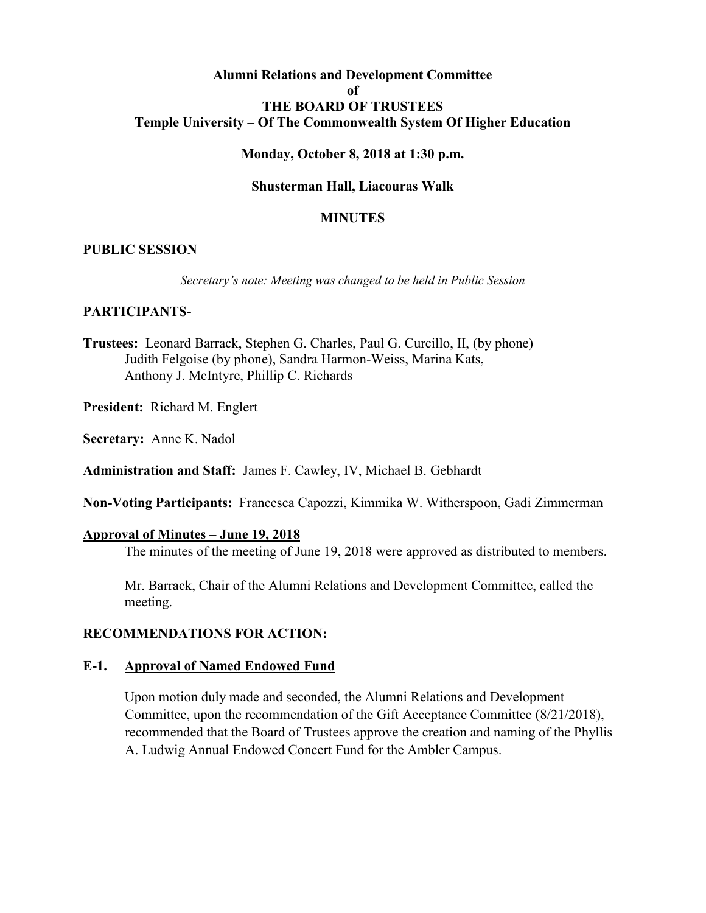**Alumni Relations and Development Committee**
**of**
**THE BOARD OF TRUSTEES**
**Temple University – Of The Commonwealth System Of Higher Education**

**Monday, October 8, 2018 at 1:30 p.m.**

**Shusterman Hall, Liacouras Walk**

**MINUTES**

**PUBLIC SESSION**

*Secretary's note: Meeting was changed to be held in Public Session*

**PARTICIPANTS-**

**Trustees:** Leonard Barrack, Stephen G. Charles, Paul G. Curcillo, II, (by phone) Judith Felgoise (by phone), Sandra Harmon-Weiss, Marina Kats, Anthony J. McIntyre, Phillip C. Richards

**President:** Richard M. Englert

**Secretary:** Anne K. Nadol

**Administration and Staff:** James F. Cawley, IV, Michael B. Gebhardt

**Non-Voting Participants:** Francesca Capozzi, Kimmika W. Witherspoon, Gadi Zimmerman

**Approval of Minutes – June 19, 2018**

The minutes of the meeting of June 19, 2018 were approved as distributed to members.

Mr. Barrack, Chair of the Alumni Relations and Development Committee, called the meeting.

**RECOMMENDATIONS FOR ACTION:**

**E-1. Approval of Named Endowed Fund**

Upon motion duly made and seconded, the Alumni Relations and Development Committee, upon the recommendation of the Gift Acceptance Committee (8/21/2018), recommended that the Board of Trustees approve the creation and naming of the Phyllis A. Ludwig Annual Endowed Concert Fund for the Ambler Campus.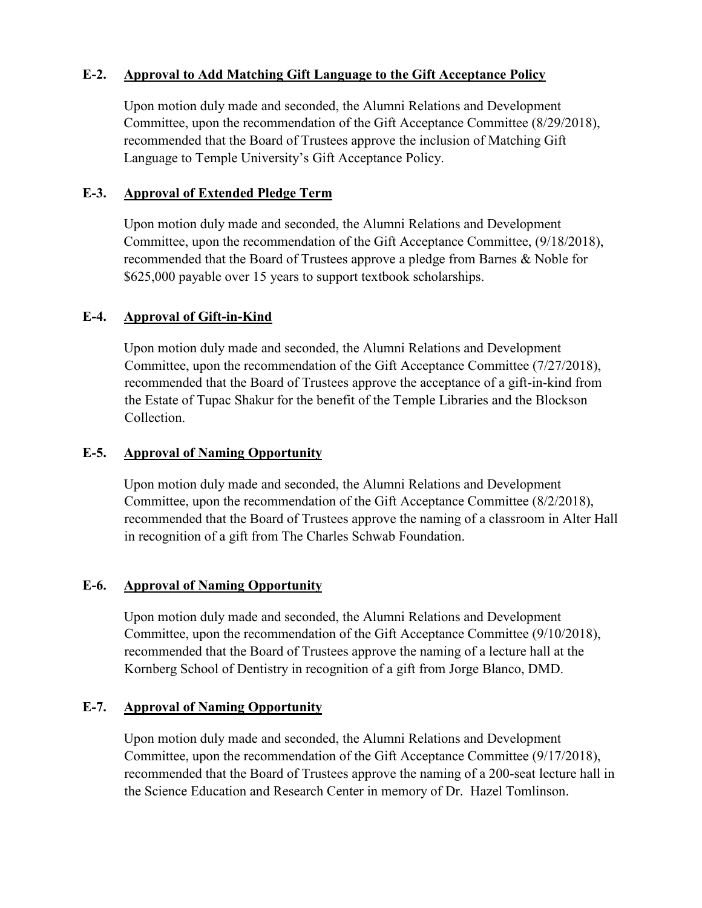### E-2. <u>Approval to Add Matching Gift Language to the Gift Acceptance Policy</u>

Upon motion duly made and seconded, the Alumni Relations and Development Committee, upon the recommendation of the Gift Acceptance Committee (8/29/2018), recommended that the Board of Trustees approve the inclusion of Matching Gift Language to Temple University's Gift Acceptance Policy.

### E-3. <u>Approval of Extended Pledge Term</u>

Upon motion duly made and seconded, the Alumni Relations and Development Committee, upon the recommendation of the Gift Acceptance Committee, (9/18/2018), recommended that the Board of Trustees approve a pledge from Barnes & Noble for $625,000 payable over 15 years to support textbook scholarships.

### E-4. <u>Approval of Gift-in-Kind</u>

Upon motion duly made and seconded, the Alumni Relations and Development Committee, upon the recommendation of the Gift Acceptance Committee (7/27/2018), recommended that the Board of Trustees approve the acceptance of a gift-in-kind from the Estate of Tupac Shakur for the benefit of the Temple Libraries and the Blockson Collection.

### E-5. <u>Approval of Naming Opportunity</u>

Upon motion duly made and seconded, the Alumni Relations and Development Committee, upon the recommendation of the Gift Acceptance Committee (8/2/2018), recommended that the Board of Trustees approve the naming of a classroom in Alter Hall in recognition of a gift from The Charles Schwab Foundation.

### E-6. <u>Approval of Naming Opportunity</u>

Upon motion duly made and seconded, the Alumni Relations and Development Committee, upon the recommendation of the Gift Acceptance Committee (9/10/2018), recommended that the Board of Trustees approve the naming of a lecture hall at the Kornberg School of Dentistry in recognition of a gift from Jorge Blanco, DMD.

### E-7. <u>Approval of Naming Opportunity</u>

Upon motion duly made and seconded, the Alumni Relations and Development Committee, upon the recommendation of the Gift Acceptance Committee (9/17/2018), recommended that the Board of Trustees approve the naming of a 200-seat lecture hall in the Science Education and Research Center in memory of Dr. Hazel Tomlinson.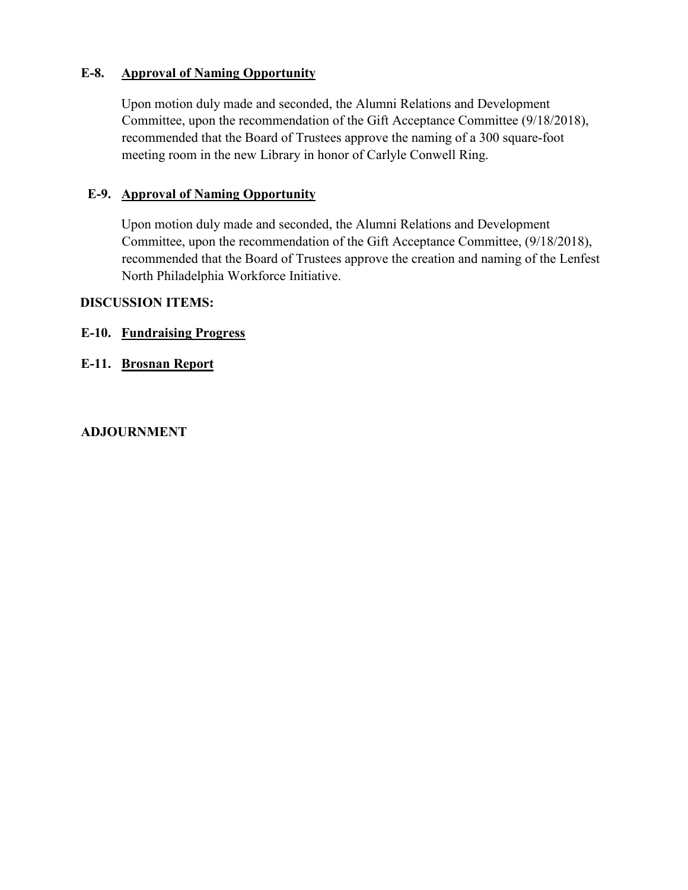**E-8.** **Approval of Naming Opportunity**

Upon motion duly made and seconded, the Alumni Relations and Development Committee, upon the recommendation of the Gift Acceptance Committee (9/18/2018), recommended that the Board of Trustees approve the naming of a 300 square-foot meeting room in the new Library in honor of Carlyle Conwell Ring.

**E-9.** **Approval of Naming Opportunity**

Upon motion duly made and seconded, the Alumni Relations and Development Committee, upon the recommendation of the Gift Acceptance Committee, (9/18/2018), recommended that the Board of Trustees approve the creation and naming of the Lenfest North Philadelphia Workforce Initiative.

**DISCUSSION ITEMS:**

**E-10.** **Fundraising Progress**

**E-11.** **Brosnan Report**

**ADJOURNMENT**